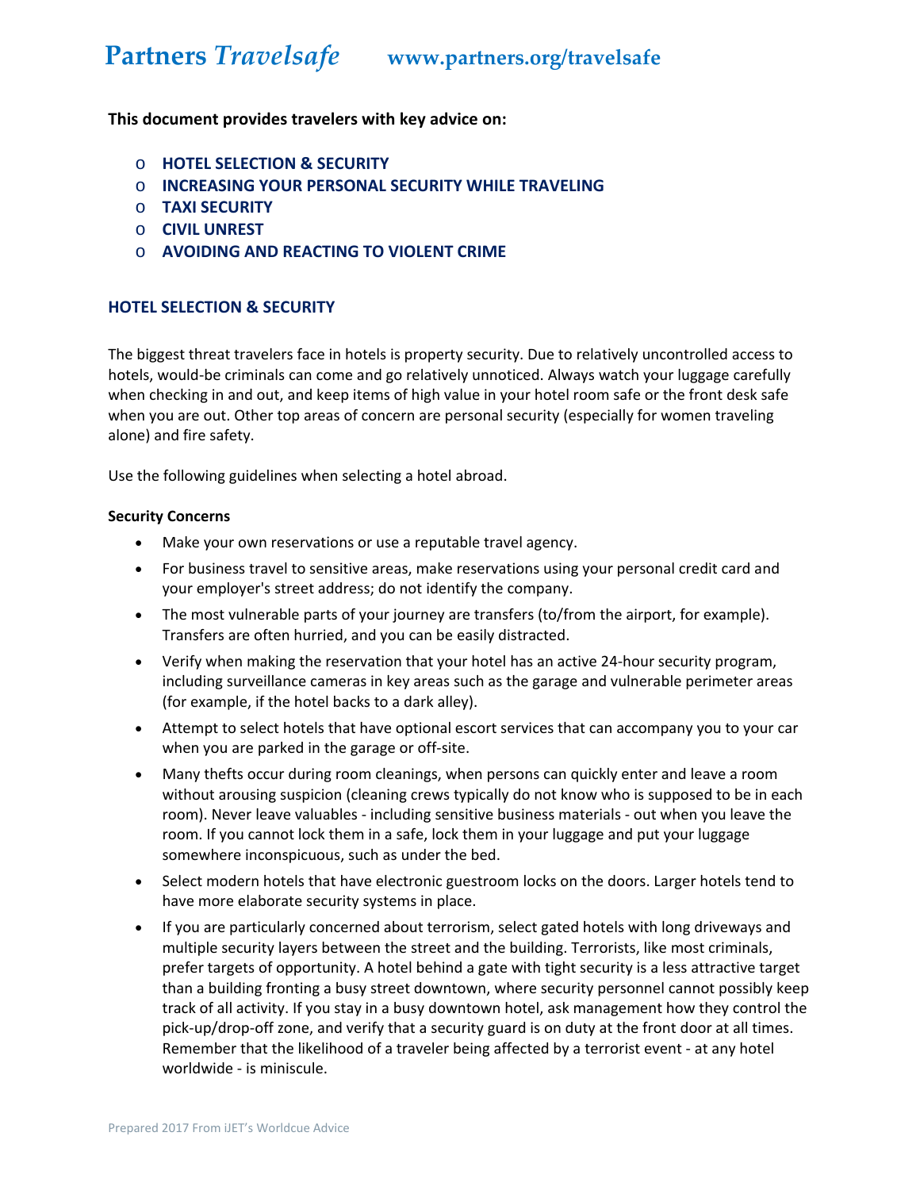# Partners *Travelsafe* www.partners.org/travelsafe

**This document provides travelers with key advice on:**

- **HOTEL SELECTION & SECURITY**
- **INCREASING YOUR PERSONAL SECURITY WHILE TRAVELING**
- **TAXI SECURITY**
- **CIVIL UNREST**
- **AVOIDING AND REACTING TO VIOLENT CRIME**

## HOTEL SELECTION & SECURITY

The biggest threat travelers face in hotels is property security. Due to relatively uncontrolled access to hotels, would-be criminals can come and go relatively unnoticed. Always watch your luggage carefully when checking in and out, and keep items of high value in your hotel room safe or the front desk safe when you are out. Other top areas of concern are personal security (especially for women traveling alone) and fire safety.

Use the following guidelines when selecting a hotel abroad.

**Security Concerns**

- Make your own reservations or use a reputable travel agency.
- For business travel to sensitive areas, make reservations using your personal credit card and your employer's street address; do not identify the company.
- The most vulnerable parts of your journey are transfers (to/from the airport, for example). Transfers are often hurried, and you can be easily distracted.
- Verify when making the reservation that your hotel has an active 24-hour security program, including surveillance cameras in key areas such as the garage and vulnerable perimeter areas (for example, if the hotel backs to a dark alley).
- Attempt to select hotels that have optional escort services that can accompany you to your car when you are parked in the garage or off-site.
- Many thefts occur during room cleanings, when persons can quickly enter and leave a room without arousing suspicion (cleaning crews typically do not know who is supposed to be in each room). Never leave valuables - including sensitive business materials - out when you leave the room. If you cannot lock them in a safe, lock them in your luggage and put your luggage somewhere inconspicuous, such as under the bed.
- Select modern hotels that have electronic guestroom locks on the doors. Larger hotels tend to have more elaborate security systems in place.
- If you are particularly concerned about terrorism, select gated hotels with long driveways and multiple security layers between the street and the building. Terrorists, like most criminals, prefer targets of opportunity. A hotel behind a gate with tight security is a less attractive target than a building fronting a busy street downtown, where security personnel cannot possibly keep track of all activity. If you stay in a busy downtown hotel, ask management how they control the pick-up/drop-off zone, and verify that a security guard is on duty at the front door at all times. Remember that the likelihood of a traveler being affected by a terrorist event - at any hotel worldwide - is miniscule.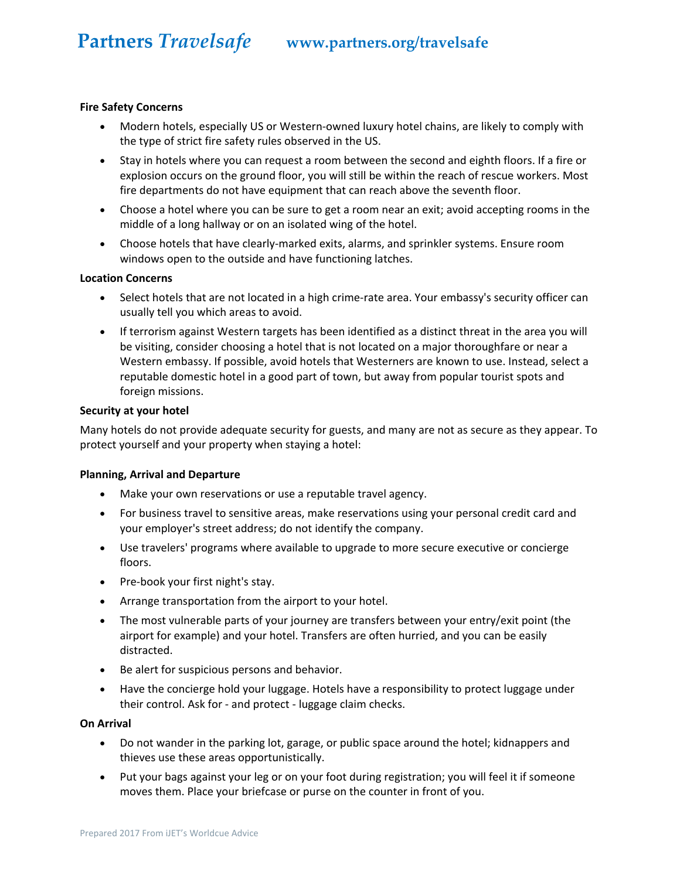**Fire Safety Concerns**

- Modern hotels, especially US or Western-owned luxury hotel chains, are likely to comply with the type of strict fire safety rules observed in the US.
- Stay in hotels where you can request a room between the second and eighth floors. If a fire or explosion occurs on the ground floor, you will still be within the reach of rescue workers. Most fire departments do not have equipment that can reach above the seventh floor.
- Choose a hotel where you can be sure to get a room near an exit; avoid accepting rooms in the middle of a long hallway or on an isolated wing of the hotel.
- Choose hotels that have clearly-marked exits, alarms, and sprinkler systems. Ensure room windows open to the outside and have functioning latches.

**Location Concerns**

- Select hotels that are not located in a high crime-rate area. Your embassy's security officer can usually tell you which areas to avoid.
- If terrorism against Western targets has been identified as a distinct threat in the area you will be visiting, consider choosing a hotel that is not located on a major thoroughfare or near a Western embassy. If possible, avoid hotels that Westerners are known to use. Instead, select a reputable domestic hotel in a good part of town, but away from popular tourist spots and foreign missions.

**Security at your hotel**

Many hotels do not provide adequate security for guests, and many are not as secure as they appear. To protect yourself and your property when staying a hotel:

**Planning, Arrival and Departure**

- Make your own reservations or use a reputable travel agency.
- For business travel to sensitive areas, make reservations using your personal credit card and your employer's street address; do not identify the company.
- Use travelers' programs where available to upgrade to more secure executive or concierge floors.
- Pre-book your first night's stay.
- Arrange transportation from the airport to your hotel.
- The most vulnerable parts of your journey are transfers between your entry/exit point (the airport for example) and your hotel. Transfers are often hurried, and you can be easily distracted.
- Be alert for suspicious persons and behavior.
- Have the concierge hold your luggage. Hotels have a responsibility to protect luggage under their control. Ask for - and protect - luggage claim checks.

**On Arrival**

- Do not wander in the parking lot, garage, or public space around the hotel; kidnappers and thieves use these areas opportunistically.
- Put your bags against your leg or on your foot during registration; you will feel it if someone moves them. Place your briefcase or purse on the counter in front of you.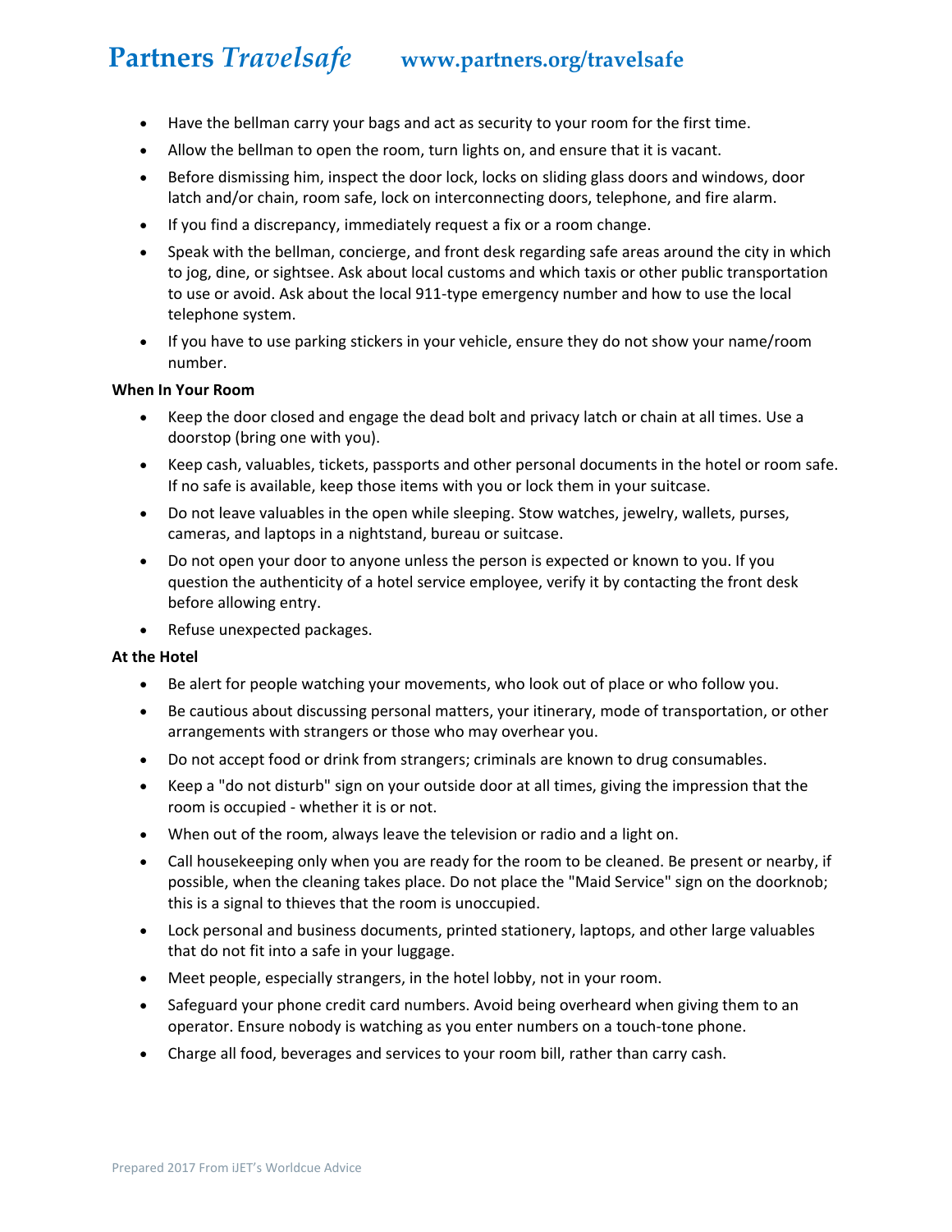- Have the bellman carry your bags and act as security to your room for the first time.
- Allow the bellman to open the room, turn lights on, and ensure that it is vacant.
- Before dismissing him, inspect the door lock, locks on sliding glass doors and windows, door latch and/or chain, room safe, lock on interconnecting doors, telephone, and fire alarm.
- If you find a discrepancy, immediately request a fix or a room change.
- Speak with the bellman, concierge, and front desk regarding safe areas around the city in which to jog, dine, or sightsee. Ask about local customs and which taxis or other public transportation to use or avoid. Ask about the local 911-type emergency number and how to use the local telephone system.
- If you have to use parking stickers in your vehicle, ensure they do not show your name/room number.

**When In Your Room**

- Keep the door closed and engage the dead bolt and privacy latch or chain at all times. Use a doorstop (bring one with you).
- Keep cash, valuables, tickets, passports and other personal documents in the hotel or room safe. If no safe is available, keep those items with you or lock them in your suitcase.
- Do not leave valuables in the open while sleeping. Stow watches, jewelry, wallets, purses, cameras, and laptops in a nightstand, bureau or suitcase.
- Do not open your door to anyone unless the person is expected or known to you. If you question the authenticity of a hotel service employee, verify it by contacting the front desk before allowing entry.
- Refuse unexpected packages.

**At the Hotel**

- Be alert for people watching your movements, who look out of place or who follow you.
- Be cautious about discussing personal matters, your itinerary, mode of transportation, or other arrangements with strangers or those who may overhear you.
- Do not accept food or drink from strangers; criminals are known to drug consumables.
- Keep a "do not disturb" sign on your outside door at all times, giving the impression that the room is occupied - whether it is or not.
- When out of the room, always leave the television or radio and a light on.
- Call housekeeping only when you are ready for the room to be cleaned. Be present or nearby, if possible, when the cleaning takes place. Do not place the "Maid Service" sign on the doorknob; this is a signal to thieves that the room is unoccupied.
- Lock personal and business documents, printed stationery, laptops, and other large valuables that do not fit into a safe in your luggage.
- Meet people, especially strangers, in the hotel lobby, not in your room.
- Safeguard your phone credit card numbers. Avoid being overheard when giving them to an operator. Ensure nobody is watching as you enter numbers on a touch-tone phone.
- Charge all food, beverages and services to your room bill, rather than carry cash.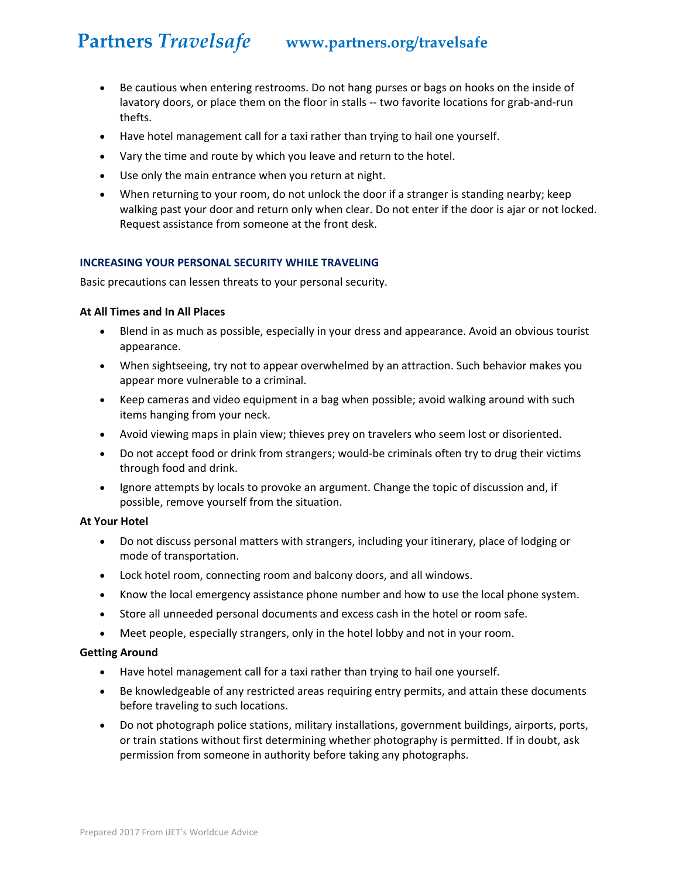- Be cautious when entering restrooms. Do not hang purses or bags on hooks on the inside of lavatory doors, or place them on the floor in stalls -- two favorite locations for grab-and-run thefts.
- Have hotel management call for a taxi rather than trying to hail one yourself.
- Vary the time and route by which you leave and return to the hotel.
- Use only the main entrance when you return at night.
- When returning to your room, do not unlock the door if a stranger is standing nearby; keep walking past your door and return only when clear. Do not enter if the door is ajar or not locked. Request assistance from someone at the front desk.

## INCREASING YOUR PERSONAL SECURITY WHILE TRAVELING

Basic precautions can lessen threats to your personal security.

### At All Times and In All Places

- Blend in as much as possible, especially in your dress and appearance. Avoid an obvious tourist appearance.
- When sightseeing, try not to appear overwhelmed by an attraction. Such behavior makes you appear more vulnerable to a criminal.
- Keep cameras and video equipment in a bag when possible; avoid walking around with such items hanging from your neck.
- Avoid viewing maps in plain view; thieves prey on travelers who seem lost or disoriented.
- Do not accept food or drink from strangers; would-be criminals often try to drug their victims through food and drink.
- Ignore attempts by locals to provoke an argument. Change the topic of discussion and, if possible, remove yourself from the situation.

### At Your Hotel

- Do not discuss personal matters with strangers, including your itinerary, place of lodging or mode of transportation.
- Lock hotel room, connecting room and balcony doors, and all windows.
- Know the local emergency assistance phone number and how to use the local phone system.
- Store all unneeded personal documents and excess cash in the hotel or room safe.
- Meet people, especially strangers, only in the hotel lobby and not in your room.

### Getting Around

- Have hotel management call for a taxi rather than trying to hail one yourself.
- Be knowledgeable of any restricted areas requiring entry permits, and attain these documents before traveling to such locations.
- Do not photograph police stations, military installations, government buildings, airports, ports, or train stations without first determining whether photography is permitted. If in doubt, ask permission from someone in authority before taking any photographs.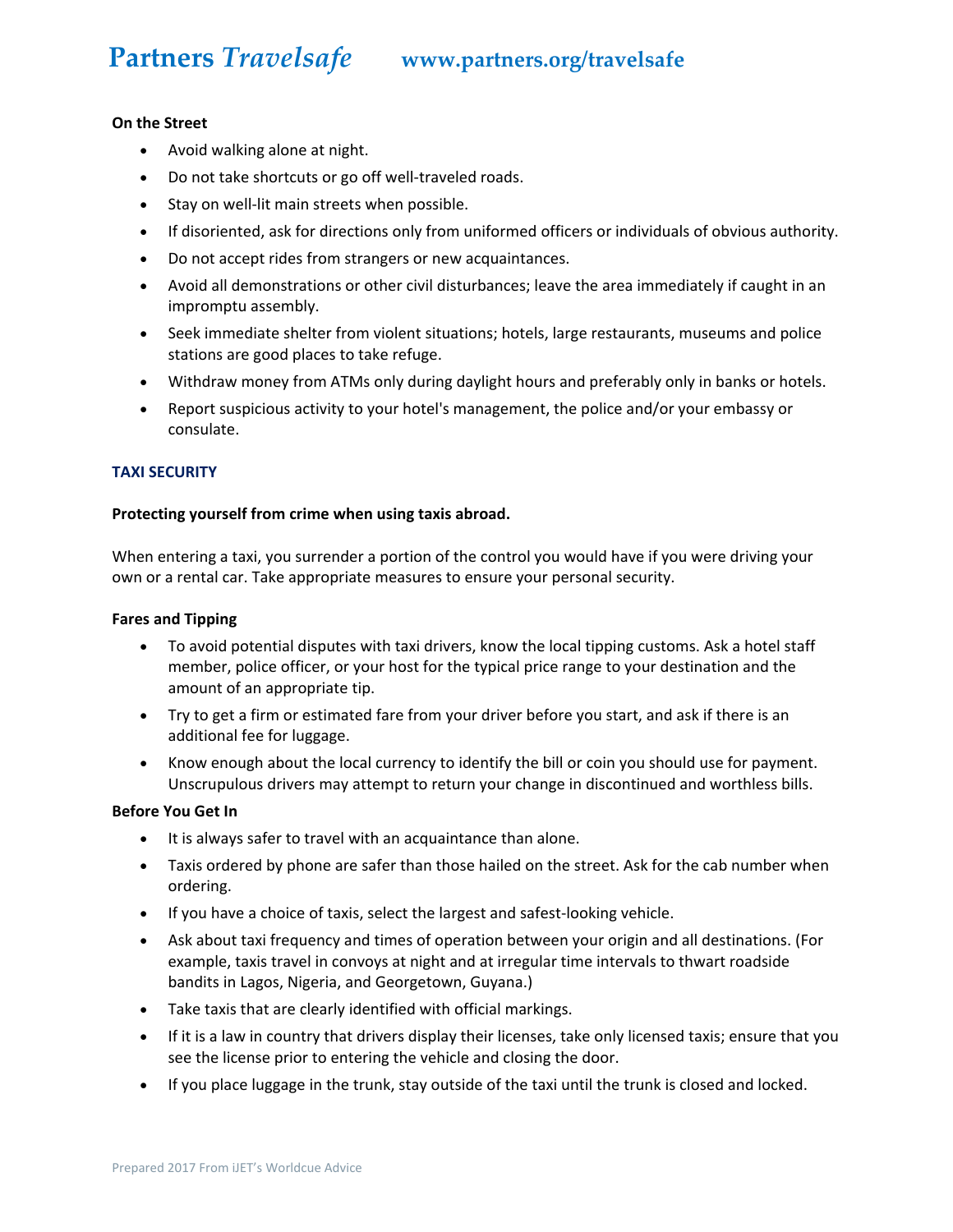**On the Street**

- Avoid walking alone at night.
- Do not take shortcuts or go off well-traveled roads.
- Stay on well-lit main streets when possible.
- If disoriented, ask for directions only from uniformed officers or individuals of obvious authority.
- Do not accept rides from strangers or new acquaintances.
- Avoid all demonstrations or other civil disturbances; leave the area immediately if caught in an impromptu assembly.
- Seek immediate shelter from violent situations; hotels, large restaurants, museums and police stations are good places to take refuge.
- Withdraw money from ATMs only during daylight hours and preferably only in banks or hotels.
- Report suspicious activity to your hotel's management, the police and/or your embassy or consulate.

## TAXI SECURITY

**Protecting yourself from crime when using taxis abroad.**

When entering a taxi, you surrender a portion of the control you would have if you were driving your own or a rental car. Take appropriate measures to ensure your personal security.

**Fares and Tipping**

- To avoid potential disputes with taxi drivers, know the local tipping customs. Ask a hotel staff member, police officer, or your host for the typical price range to your destination and the amount of an appropriate tip.
- Try to get a firm or estimated fare from your driver before you start, and ask if there is an additional fee for luggage.
- Know enough about the local currency to identify the bill or coin you should use for payment. Unscrupulous drivers may attempt to return your change in discontinued and worthless bills.

**Before You Get In**

- It is always safer to travel with an acquaintance than alone.
- Taxis ordered by phone are safer than those hailed on the street. Ask for the cab number when ordering.
- If you have a choice of taxis, select the largest and safest-looking vehicle.
- Ask about taxi frequency and times of operation between your origin and all destinations. (For example, taxis travel in convoys at night and at irregular time intervals to thwart roadside bandits in Lagos, Nigeria, and Georgetown, Guyana.)
- Take taxis that are clearly identified with official markings.
- If it is a law in country that drivers display their licenses, take only licensed taxis; ensure that you see the license prior to entering the vehicle and closing the door.
- If you place luggage in the trunk, stay outside of the taxi until the trunk is closed and locked.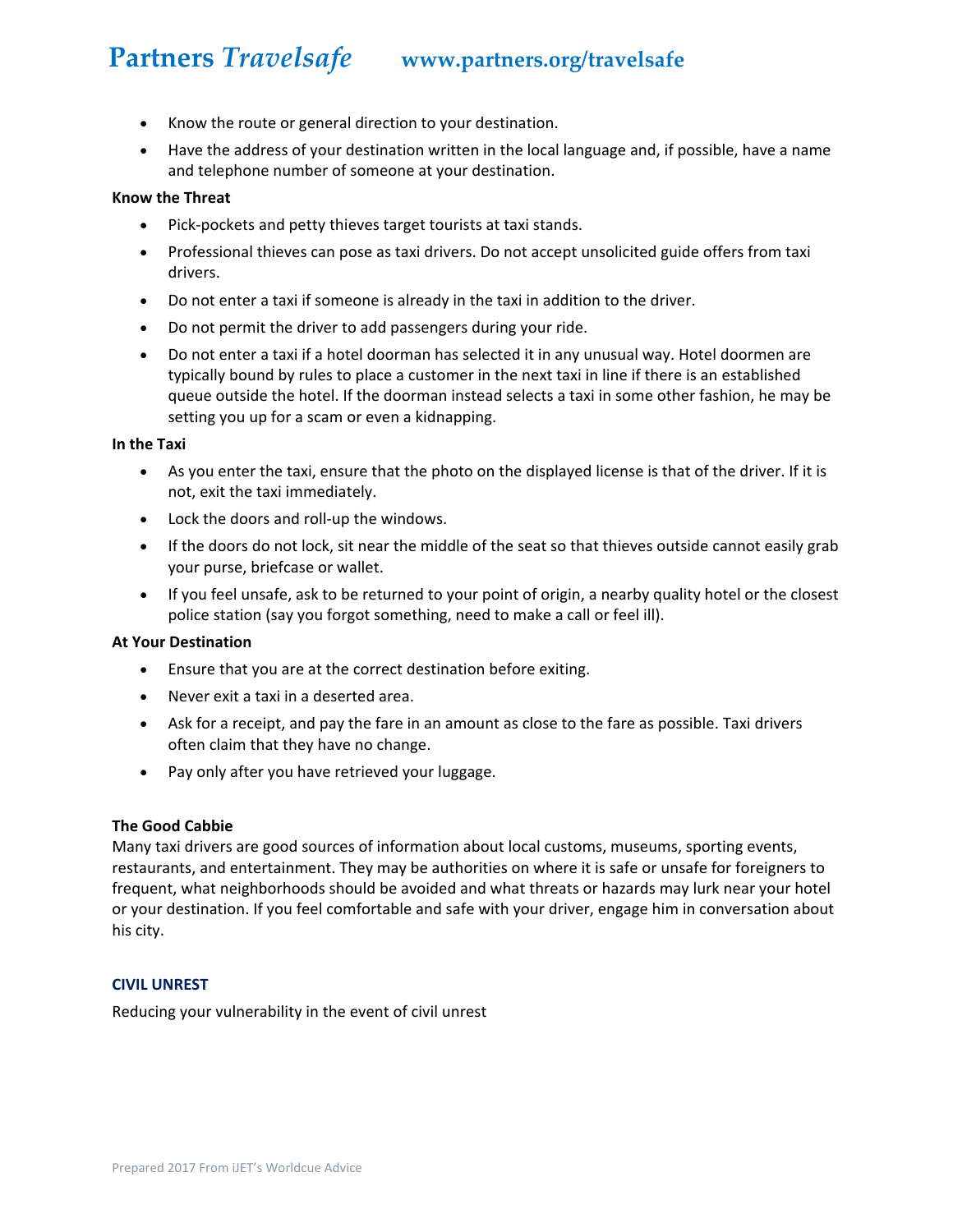- Know the route or general direction to your destination.
- Have the address of your destination written in the local language and, if possible, have a name and telephone number of someone at your destination.

**Know the Threat**

- Pick-pockets and petty thieves target tourists at taxi stands.
- Professional thieves can pose as taxi drivers. Do not accept unsolicited guide offers from taxi drivers.
- Do not enter a taxi if someone is already in the taxi in addition to the driver.
- Do not permit the driver to add passengers during your ride.
- Do not enter a taxi if a hotel doorman has selected it in any unusual way. Hotel doormen are typically bound by rules to place a customer in the next taxi in line if there is an established queue outside the hotel. If the doorman instead selects a taxi in some other fashion, he may be setting you up for a scam or even a kidnapping.

**In the Taxi**

- As you enter the taxi, ensure that the photo on the displayed license is that of the driver. If it is not, exit the taxi immediately.
- Lock the doors and roll-up the windows.
- If the doors do not lock, sit near the middle of the seat so that thieves outside cannot easily grab your purse, briefcase or wallet.
- If you feel unsafe, ask to be returned to your point of origin, a nearby quality hotel or the closest police station (say you forgot something, need to make a call or feel ill).

**At Your Destination**

- Ensure that you are at the correct destination before exiting.
- Never exit a taxi in a deserted area.
- Ask for a receipt, and pay the fare in an amount as close to the fare as possible. Taxi drivers often claim that they have no change.
- Pay only after you have retrieved your luggage.

**The Good Cabbie**

Many taxi drivers are good sources of information about local customs, museums, sporting events, restaurants, and entertainment. They may be authorities on where it is safe or unsafe for foreigners to frequent, what neighborhoods should be avoided and what threats or hazards may lurk near your hotel or your destination. If you feel comfortable and safe with your driver, engage him in conversation about his city.

## CIVIL UNREST

Reducing your vulnerability in the event of civil unrest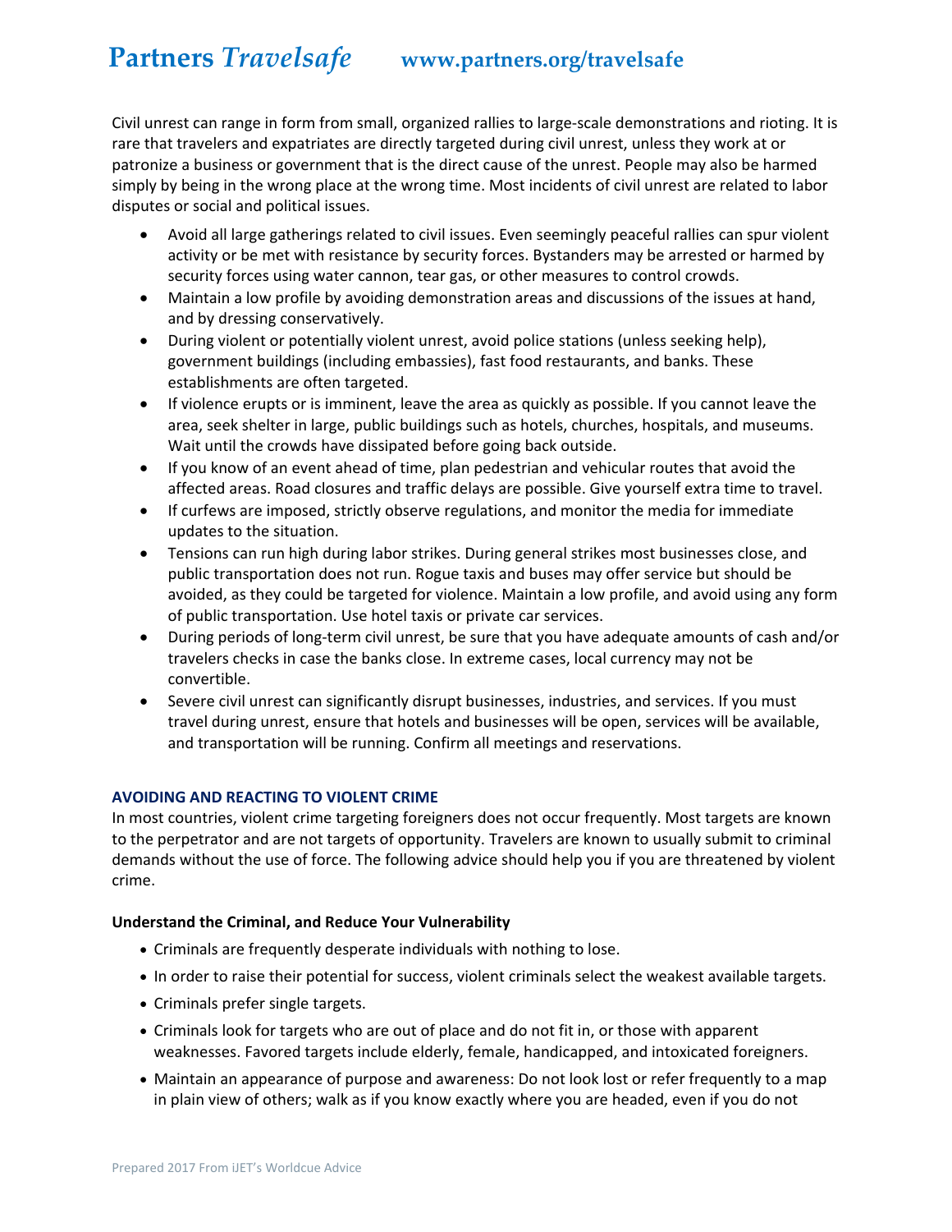Civil unrest can range in form from small, organized rallies to large-scale demonstrations and rioting. It is rare that travelers and expatriates are directly targeted during civil unrest, unless they work at or patronize a business or government that is the direct cause of the unrest. People may also be harmed simply by being in the wrong place at the wrong time. Most incidents of civil unrest are related to labor disputes or social and political issues.

- Avoid all large gatherings related to civil issues. Even seemingly peaceful rallies can spur violent activity or be met with resistance by security forces. Bystanders may be arrested or harmed by security forces using water cannon, tear gas, or other measures to control crowds.
- Maintain a low profile by avoiding demonstration areas and discussions of the issues at hand, and by dressing conservatively.
- During violent or potentially violent unrest, avoid police stations (unless seeking help), government buildings (including embassies), fast food restaurants, and banks. These establishments are often targeted.
- If violence erupts or is imminent, leave the area as quickly as possible. If you cannot leave the area, seek shelter in large, public buildings such as hotels, churches, hospitals, and museums. Wait until the crowds have dissipated before going back outside.
- If you know of an event ahead of time, plan pedestrian and vehicular routes that avoid the affected areas. Road closures and traffic delays are possible. Give yourself extra time to travel.
- If curfews are imposed, strictly observe regulations, and monitor the media for immediate updates to the situation.
- Tensions can run high during labor strikes. During general strikes most businesses close, and public transportation does not run. Rogue taxis and buses may offer service but should be avoided, as they could be targeted for violence. Maintain a low profile, and avoid using any form of public transportation. Use hotel taxis or private car services.
- During periods of long-term civil unrest, be sure that you have adequate amounts of cash and/or travelers checks in case the banks close. In extreme cases, local currency may not be convertible.
- Severe civil unrest can significantly disrupt businesses, industries, and services. If you must travel during unrest, ensure that hotels and businesses will be open, services will be available, and transportation will be running. Confirm all meetings and reservations.

## AVOIDING AND REACTING TO VIOLENT CRIME

In most countries, violent crime targeting foreigners does not occur frequently. Most targets are known to the perpetrator and are not targets of opportunity. Travelers are known to usually submit to criminal demands without the use of force. The following advice should help you if you are threatened by violent crime.

### Understand the Criminal, and Reduce Your Vulnerability

- Criminals are frequently desperate individuals with nothing to lose.
- In order to raise their potential for success, violent criminals select the weakest available targets.
- Criminals prefer single targets.
- Criminals look for targets who are out of place and do not fit in, or those with apparent weaknesses. Favored targets include elderly, female, handicapped, and intoxicated foreigners.
- Maintain an appearance of purpose and awareness: Do not look lost or refer frequently to a map in plain view of others; walk as if you know exactly where you are headed, even if you do not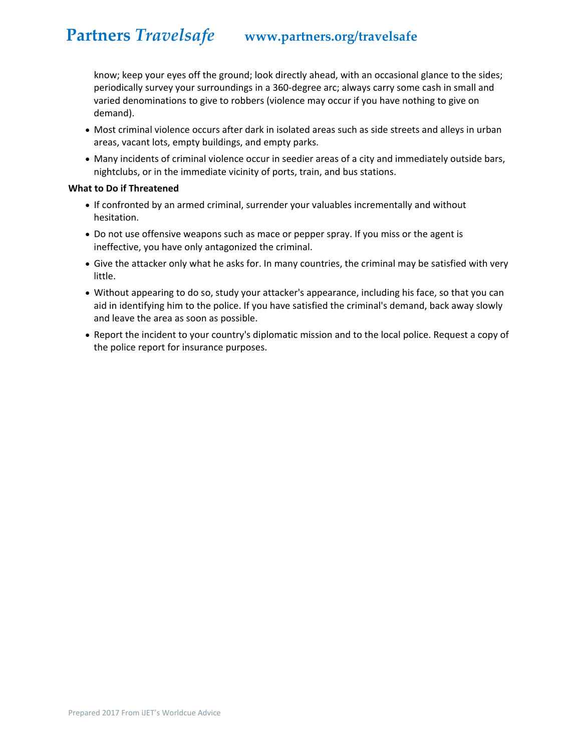know; keep your eyes off the ground; look directly ahead, with an occasional glance to the sides; periodically survey your surroundings in a 360-degree arc; always carry some cash in small and varied denominations to give to robbers (violence may occur if you have nothing to give on demand).

- Most criminal violence occurs after dark in isolated areas such as side streets and alleys in urban areas, vacant lots, empty buildings, and empty parks.
- Many incidents of criminal violence occur in seedier areas of a city and immediately outside bars, nightclubs, or in the immediate vicinity of ports, train, and bus stations.

**What to Do if Threatened**

- If confronted by an armed criminal, surrender your valuables incrementally and without hesitation.
- Do not use offensive weapons such as mace or pepper spray. If you miss or the agent is ineffective, you have only antagonized the criminal.
- Give the attacker only what he asks for. In many countries, the criminal may be satisfied with very little.
- Without appearing to do so, study your attacker's appearance, including his face, so that you can aid in identifying him to the police. If you have satisfied the criminal's demand, back away slowly and leave the area as soon as possible.
- Report the incident to your country's diplomatic mission and to the local police. Request a copy of the police report for insurance purposes.